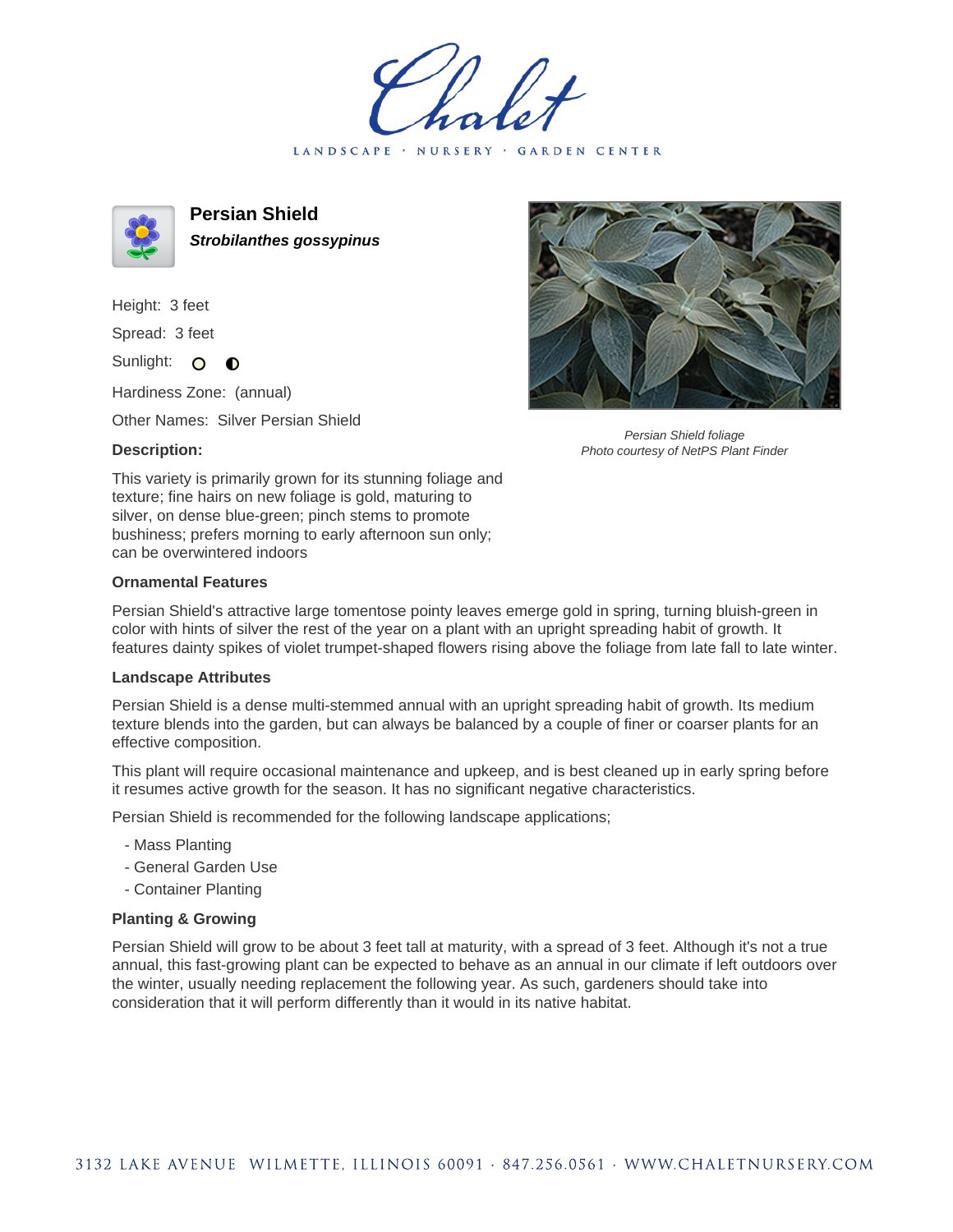# Persian Shield

***Strobilanthes gossypinus***

Height: 3 feet

Spread: 3 feet

Sunlight: ○ ◐

Hardiness Zone: (annual)

Other Names: Silver Persian Shield

*Persian Shield foliage*
*Photo courtesy of NetPS Plant Finder*

### Description:

This variety is primarily grown for its stunning foliage and texture; fine hairs on new foliage is gold, maturing to silver, on dense blue-green; pinch stems to promote bushiness; prefers morning to early afternoon sun only; can be overwintered indoors

### Ornamental Features

Persian Shield's attractive large tomentose pointy leaves emerge gold in spring, turning bluish-green in color with hints of silver the rest of the year on a plant with an upright spreading habit of growth. It features dainty spikes of violet trumpet-shaped flowers rising above the foliage from late fall to late winter.

### Landscape Attributes

Persian Shield is a dense multi-stemmed annual with an upright spreading habit of growth. Its medium texture blends into the garden, but can always be balanced by a couple of finer or coarser plants for an effective composition.

This plant will require occasional maintenance and upkeep, and is best cleaned up in early spring before it resumes active growth for the season. It has no significant negative characteristics.

Persian Shield is recommended for the following landscape applications;

- Mass Planting
- General Garden Use
- Container Planting

### Planting & Growing

Persian Shield will grow to be about 3 feet tall at maturity, with a spread of 3 feet. Although it's not a true annual, this fast-growing plant can be expected to behave as an annual in our climate if left outdoors over the winter, usually needing replacement the following year. As such, gardeners should take into consideration that it will perform differently than it would in its native habitat.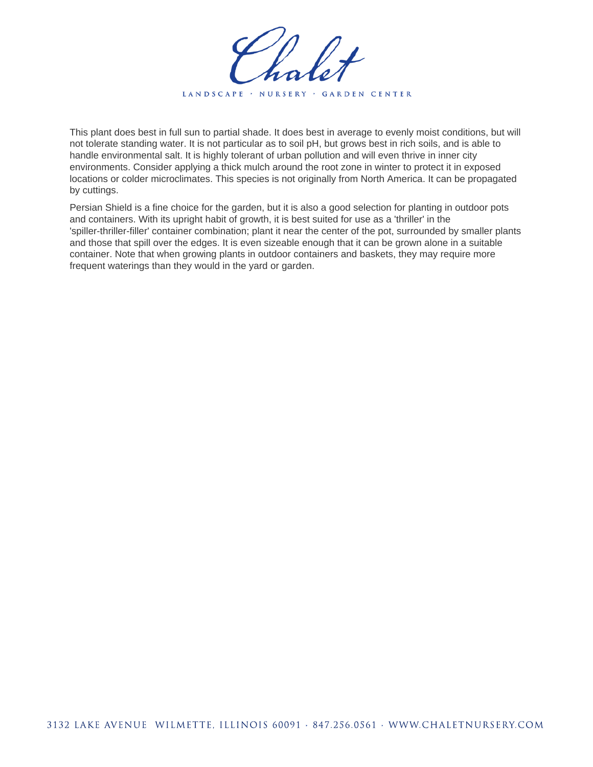This plant does best in full sun to partial shade. It does best in average to evenly moist conditions, but will not tolerate standing water. It is not particular as to soil pH, but grows best in rich soils, and is able to handle environmental salt. It is highly tolerant of urban pollution and will even thrive in inner city environments. Consider applying a thick mulch around the root zone in winter to protect it in exposed locations or colder microclimates. This species is not originally from North America. It can be propagated by cuttings.

Persian Shield is a fine choice for the garden, but it is also a good selection for planting in outdoor pots and containers. With its upright habit of growth, it is best suited for use as a 'thriller' in the 'spiller-thriller-filler' container combination; plant it near the center of the pot, surrounded by smaller plants and those that spill over the edges. It is even sizeable enough that it can be grown alone in a suitable container. Note that when growing plants in outdoor containers and baskets, they may require more frequent waterings than they would in the yard or garden.